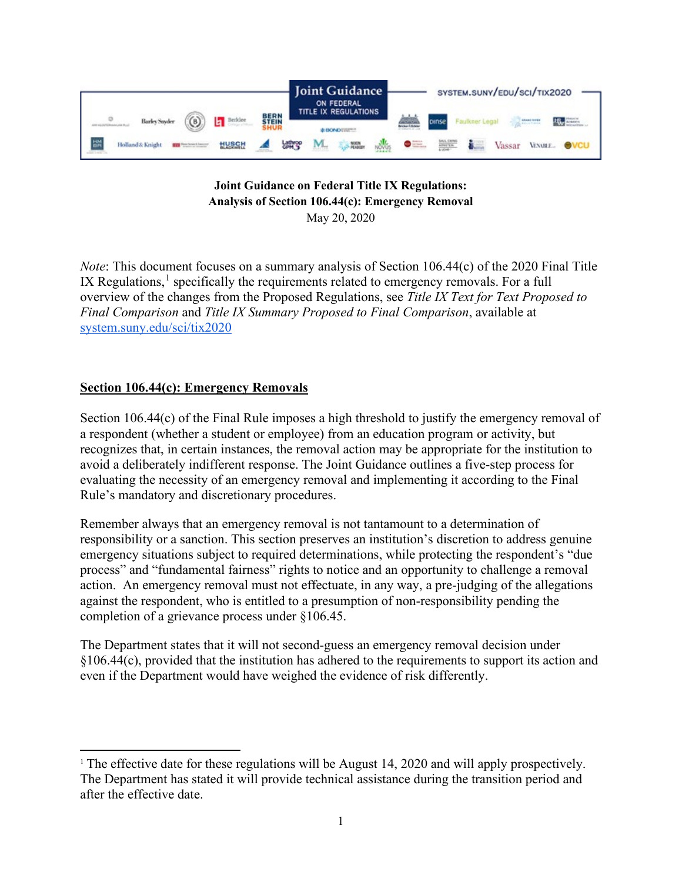Joint Guidance ON FEDERAL TITLE IX REGULATIONS

SYSTEM.SUNY/EDU/SCI/TIX2020

**Joint Guidance on Federal Title IX Regulations:**
**Analysis of Section 106.44(c): Emergency Removal**
May 20, 2020

*Note*: This document focuses on a summary analysis of Section 106.44(c) of the 2020 Final Title IX Regulations,[1] specifically the requirements related to emergency removals. For a full overview of the changes from the Proposed Regulations, see *Title IX Text for Text Proposed to Final Comparison* and *Title IX Summary Proposed to Final Comparison*, available at system.suny.edu/sci/tix2020

## Section 106.44(c): Emergency Removals

Section 106.44(c) of the Final Rule imposes a high threshold to justify the emergency removal of a respondent (whether a student or employee) from an education program or activity, but recognizes that, in certain instances, the removal action may be appropriate for the institution to avoid a deliberately indifferent response. The Joint Guidance outlines a five-step process for evaluating the necessity of an emergency removal and implementing it according to the Final Rule's mandatory and discretionary procedures.

Remember always that an emergency removal is not tantamount to a determination of responsibility or a sanction. This section preserves an institution's discretion to address genuine emergency situations subject to required determinations, while protecting the respondent's "due process" and "fundamental fairness" rights to notice and an opportunity to challenge a removal action. An emergency removal must not effectuate, in any way, a pre-judging of the allegations against the respondent, who is entitled to a presumption of non-responsibility pending the completion of a grievance process under §106.45.

The Department states that it will not second-guess an emergency removal decision under §106.44(c), provided that the institution has adhered to the requirements to support its action and even if the Department would have weighed the evidence of risk differently.

[1] The effective date for these regulations will be August 14, 2020 and will apply prospectively. The Department has stated it will provide technical assistance during the transition period and after the effective date.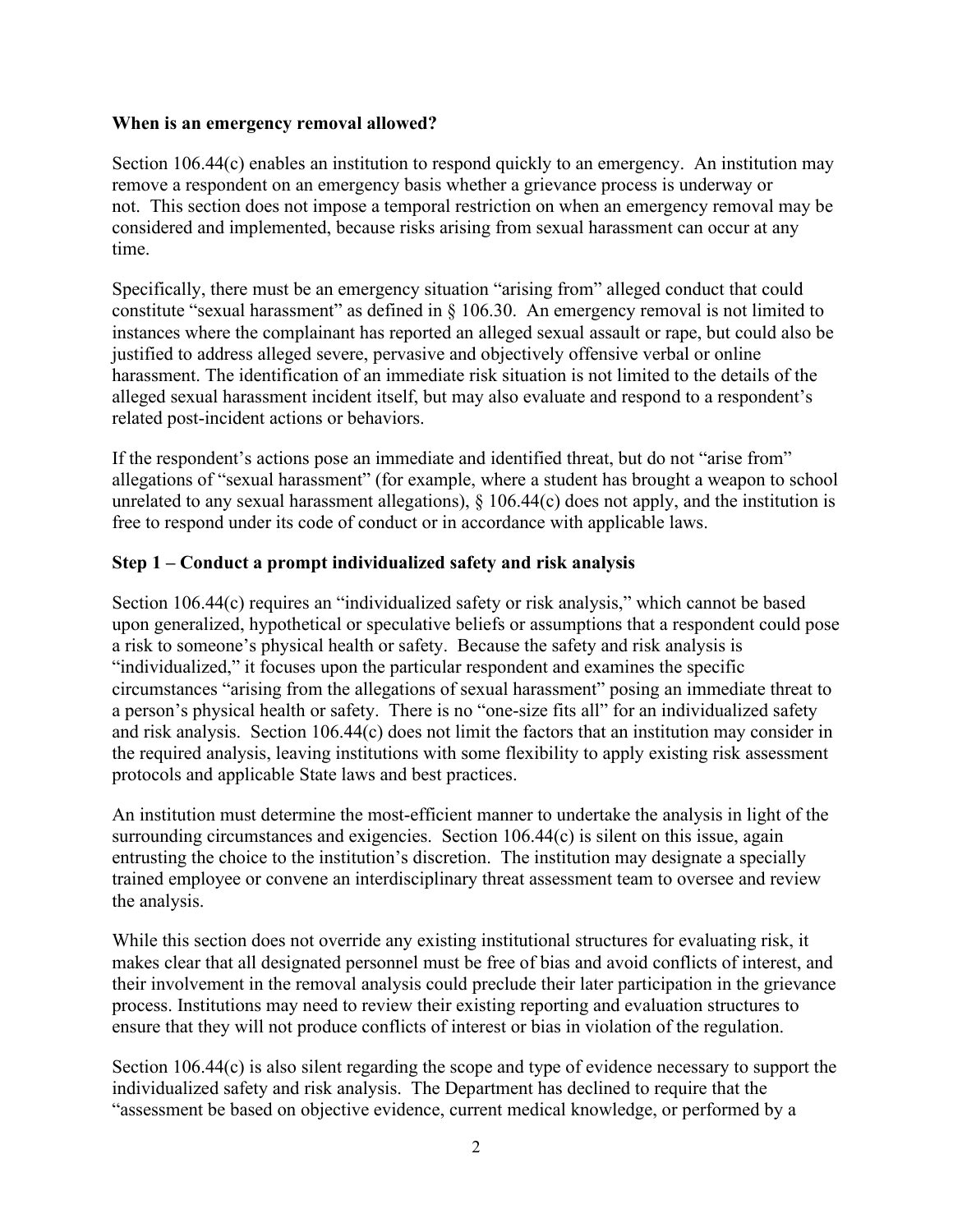**When is an emergency removal allowed?**

Section 106.44(c) enables an institution to respond quickly to an emergency. An institution may remove a respondent on an emergency basis whether a grievance process is underway or not. This section does not impose a temporal restriction on when an emergency removal may be considered and implemented, because risks arising from sexual harassment can occur at any time.

Specifically, there must be an emergency situation "arising from" alleged conduct that could constitute "sexual harassment" as defined in § 106.30. An emergency removal is not limited to instances where the complainant has reported an alleged sexual assault or rape, but could also be justified to address alleged severe, pervasive and objectively offensive verbal or online harassment. The identification of an immediate risk situation is not limited to the details of the alleged sexual harassment incident itself, but may also evaluate and respond to a respondent's related post-incident actions or behaviors.

If the respondent's actions pose an immediate and identified threat, but do not "arise from" allegations of "sexual harassment" (for example, where a student has brought a weapon to school unrelated to any sexual harassment allegations), § 106.44(c) does not apply, and the institution is free to respond under its code of conduct or in accordance with applicable laws.

**Step 1 – Conduct a prompt individualized safety and risk analysis**

Section 106.44(c) requires an "individualized safety or risk analysis," which cannot be based upon generalized, hypothetical or speculative beliefs or assumptions that a respondent could pose a risk to someone's physical health or safety. Because the safety and risk analysis is "individualized," it focuses upon the particular respondent and examines the specific circumstances "arising from the allegations of sexual harassment" posing an immediate threat to a person's physical health or safety. There is no "one-size fits all" for an individualized safety and risk analysis. Section 106.44(c) does not limit the factors that an institution may consider in the required analysis, leaving institutions with some flexibility to apply existing risk assessment protocols and applicable State laws and best practices.

An institution must determine the most-efficient manner to undertake the analysis in light of the surrounding circumstances and exigencies. Section 106.44(c) is silent on this issue, again entrusting the choice to the institution's discretion. The institution may designate a specially trained employee or convene an interdisciplinary threat assessment team to oversee and review the analysis.

While this section does not override any existing institutional structures for evaluating risk, it makes clear that all designated personnel must be free of bias and avoid conflicts of interest, and their involvement in the removal analysis could preclude their later participation in the grievance process. Institutions may need to review their existing reporting and evaluation structures to ensure that they will not produce conflicts of interest or bias in violation of the regulation.

Section 106.44(c) is also silent regarding the scope and type of evidence necessary to support the individualized safety and risk analysis. The Department has declined to require that the "assessment be based on objective evidence, current medical knowledge, or performed by a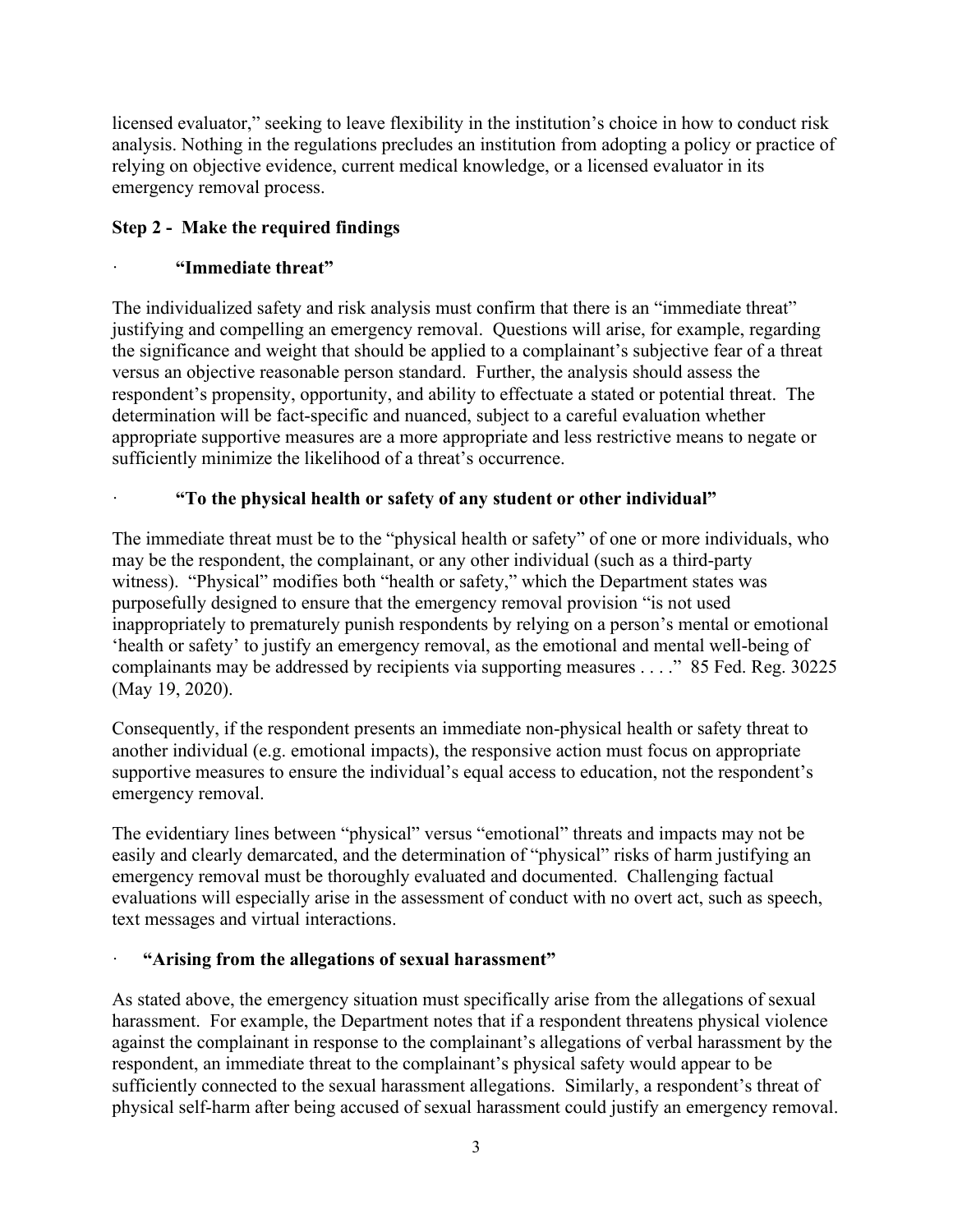licensed evaluator," seeking to leave flexibility in the institution's choice in how to conduct risk analysis. Nothing in the regulations precludes an institution from adopting a policy or practice of relying on objective evidence, current medical knowledge, or a licensed evaluator in its emergency removal process.

### Step 2 - Make the required findings

- **"Immediate threat"**

The individualized safety and risk analysis must confirm that there is an "immediate threat" justifying and compelling an emergency removal. Questions will arise, for example, regarding the significance and weight that should be applied to a complainant's subjective fear of a threat versus an objective reasonable person standard. Further, the analysis should assess the respondent's propensity, opportunity, and ability to effectuate a stated or potential threat. The determination will be fact-specific and nuanced, subject to a careful evaluation whether appropriate supportive measures are a more appropriate and less restrictive means to negate or sufficiently minimize the likelihood of a threat's occurrence.

- **"To the physical health or safety of any student or other individual"**

The immediate threat must be to the "physical health or safety" of one or more individuals, who may be the respondent, the complainant, or any other individual (such as a third-party witness). "Physical" modifies both "health or safety," which the Department states was purposefully designed to ensure that the emergency removal provision "is not used inappropriately to prematurely punish respondents by relying on a person's mental or emotional 'health or safety' to justify an emergency removal, as the emotional and mental well-being of complainants may be addressed by recipients via supporting measures . . . ." 85 Fed. Reg. 30225 (May 19, 2020).

Consequently, if the respondent presents an immediate non-physical health or safety threat to another individual (e.g. emotional impacts), the responsive action must focus on appropriate supportive measures to ensure the individual's equal access to education, not the respondent's emergency removal.

The evidentiary lines between "physical" versus "emotional" threats and impacts may not be easily and clearly demarcated, and the determination of "physical" risks of harm justifying an emergency removal must be thoroughly evaluated and documented. Challenging factual evaluations will especially arise in the assessment of conduct with no overt act, such as speech, text messages and virtual interactions.

- **"Arising from the allegations of sexual harassment"**

As stated above, the emergency situation must specifically arise from the allegations of sexual harassment. For example, the Department notes that if a respondent threatens physical violence against the complainant in response to the complainant's allegations of verbal harassment by the respondent, an immediate threat to the complainant's physical safety would appear to be sufficiently connected to the sexual harassment allegations. Similarly, a respondent's threat of physical self-harm after being accused of sexual harassment could justify an emergency removal.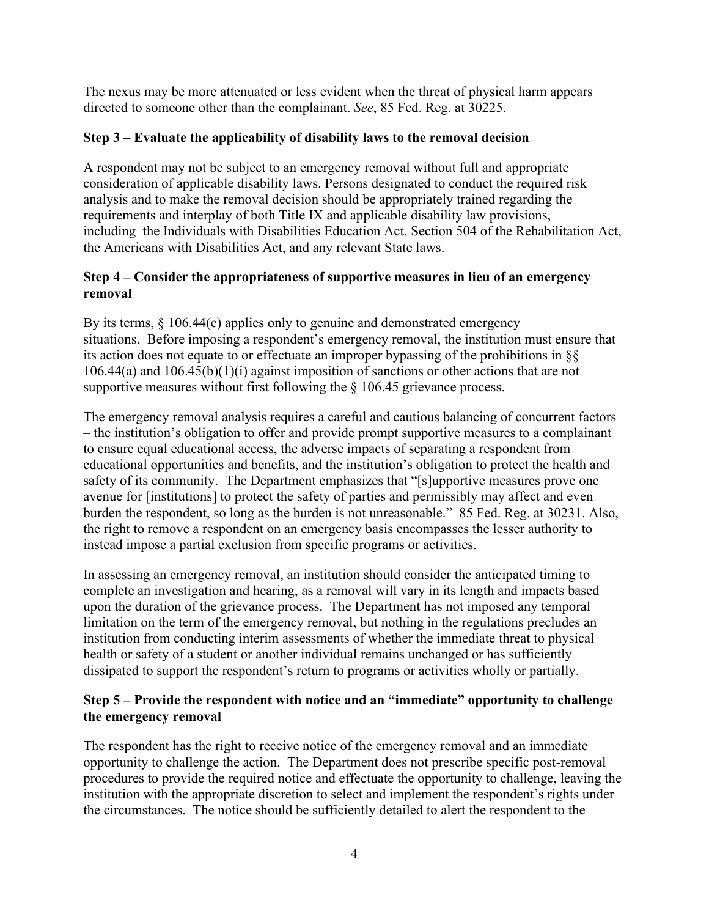The nexus may be more attenuated or less evident when the threat of physical harm appears directed to someone other than the complainant. *See*, 85 Fed. Reg. at 30225.

**Step 3 – Evaluate the applicability of disability laws to the removal decision**

A respondent may not be subject to an emergency removal without full and appropriate consideration of applicable disability laws. Persons designated to conduct the required risk analysis and to make the removal decision should be appropriately trained regarding the requirements and interplay of both Title IX and applicable disability law provisions, including the Individuals with Disabilities Education Act, Section 504 of the Rehabilitation Act, the Americans with Disabilities Act, and any relevant State laws.

**Step 4 – Consider the appropriateness of supportive measures in lieu of an emergency removal**

By its terms, § 106.44(c) applies only to genuine and demonstrated emergency situations. Before imposing a respondent's emergency removal, the institution must ensure that its action does not equate to or effectuate an improper bypassing of the prohibitions in §§ 106.44(a) and 106.45(b)(1)(i) against imposition of sanctions or other actions that are not supportive measures without first following the § 106.45 grievance process.

The emergency removal analysis requires a careful and cautious balancing of concurrent factors – the institution's obligation to offer and provide prompt supportive measures to a complainant to ensure equal educational access, the adverse impacts of separating a respondent from educational opportunities and benefits, and the institution's obligation to protect the health and safety of its community. The Department emphasizes that "[s]upportive measures prove one avenue for [institutions] to protect the safety of parties and permissibly may affect and even burden the respondent, so long as the burden is not unreasonable." 85 Fed. Reg. at 30231. Also, the right to remove a respondent on an emergency basis encompasses the lesser authority to instead impose a partial exclusion from specific programs or activities.

In assessing an emergency removal, an institution should consider the anticipated timing to complete an investigation and hearing, as a removal will vary in its length and impacts based upon the duration of the grievance process. The Department has not imposed any temporal limitation on the term of the emergency removal, but nothing in the regulations precludes an institution from conducting interim assessments of whether the immediate threat to physical health or safety of a student or another individual remains unchanged or has sufficiently dissipated to support the respondent's return to programs or activities wholly or partially.

**Step 5 – Provide the respondent with notice and an "immediate" opportunity to challenge the emergency removal**

The respondent has the right to receive notice of the emergency removal and an immediate opportunity to challenge the action. The Department does not prescribe specific post-removal procedures to provide the required notice and effectuate the opportunity to challenge, leaving the institution with the appropriate discretion to select and implement the respondent's rights under the circumstances. The notice should be sufficiently detailed to alert the respondent to the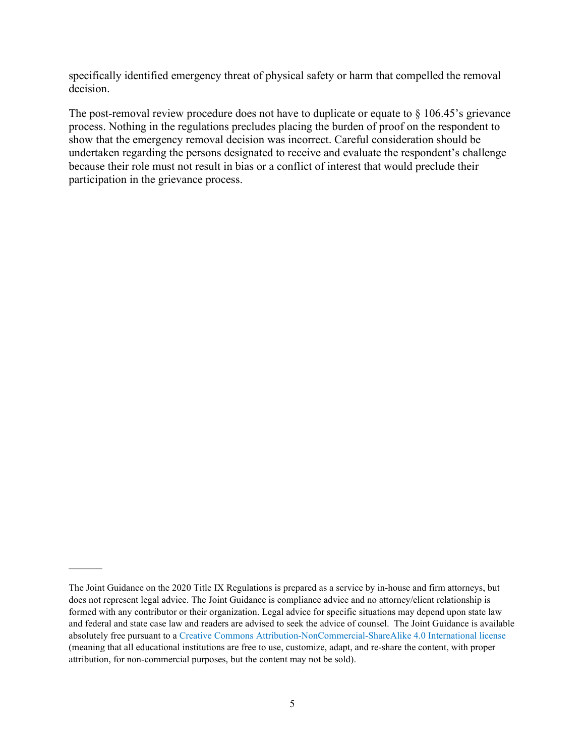specifically identified emergency threat of physical safety or harm that compelled the removal decision.

The post-removal review procedure does not have to duplicate or equate to § 106.45's grievance process. Nothing in the regulations precludes placing the burden of proof on the respondent to show that the emergency removal decision was incorrect. Careful consideration should be undertaken regarding the persons designated to receive and evaluate the respondent's challenge because their role must not result in bias or a conflict of interest that would preclude their participation in the grievance process.

---

The Joint Guidance on the 2020 Title IX Regulations is prepared as a service by in-house and firm attorneys, but does not represent legal advice. The Joint Guidance is compliance advice and no attorney/client relationship is formed with any contributor or their organization. Legal advice for specific situations may depend upon state law and federal and state case law and readers are advised to seek the advice of counsel. The Joint Guidance is available absolutely free pursuant to a Creative Commons Attribution-NonCommercial-ShareAlike 4.0 International license (meaning that all educational institutions are free to use, customize, adapt, and re-share the content, with proper attribution, for non-commercial purposes, but the content may not be sold).